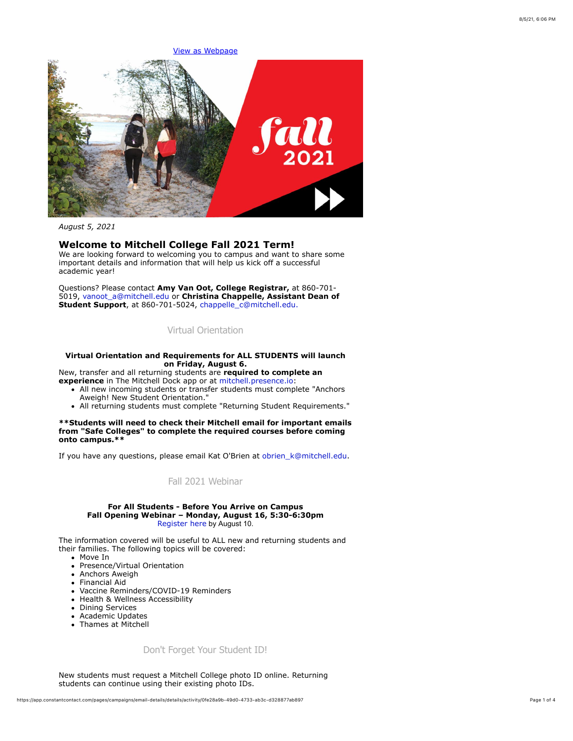View as Webpage

*August 5, 2021*

## Welcome to Mitchell College Fall 2021 Term!

We are looking forward to welcoming you to campus and want to share some important details and information that will help us kick off a successful academic year!

Questions? Please contact **Amy Van Oot, College Registrar,** at 860-701-5019, vanoot_a@mitchell.edu or **Christina Chappelle, Assistant Dean of Student Support**, at 860-701-5024, chappelle_c@mitchell.edu.

### Virtual Orientation

**Virtual Orientation and Requirements for ALL STUDENTS will launch on Friday, August 6.**

New, transfer and all returning students are **required to complete an experience** in The Mitchell Dock app or at mitchell.presence.io:

- All new incoming students or transfer students must complete "Anchors Aweigh! New Student Orientation."
- All returning students must complete "Returning Student Requirements."

****Students will need to check their Mitchell email for important emails from "Safe Colleges" to complete the required courses before coming onto campus.****

If you have any questions, please email Kat O'Brien at obrien_k@mitchell.edu.

### Fall 2021 Webinar

**For All Students - Before You Arrive on Campus**
**Fall Opening Webinar – Monday, August 16, 5:30-6:30pm**
Register here by August 10.

The information covered will be useful to ALL new and returning students and their families. The following topics will be covered:

- Move In
- Presence/Virtual Orientation
- Anchors Aweigh
- Financial Aid
- Vaccine Reminders/COVID-19 Reminders
- Health & Wellness Accessibility
- Dining Services
- Academic Updates
- Thames at Mitchell

### Don't Forget Your Student ID!

New students must request a Mitchell College photo ID online. Returning students can continue using their existing photo IDs.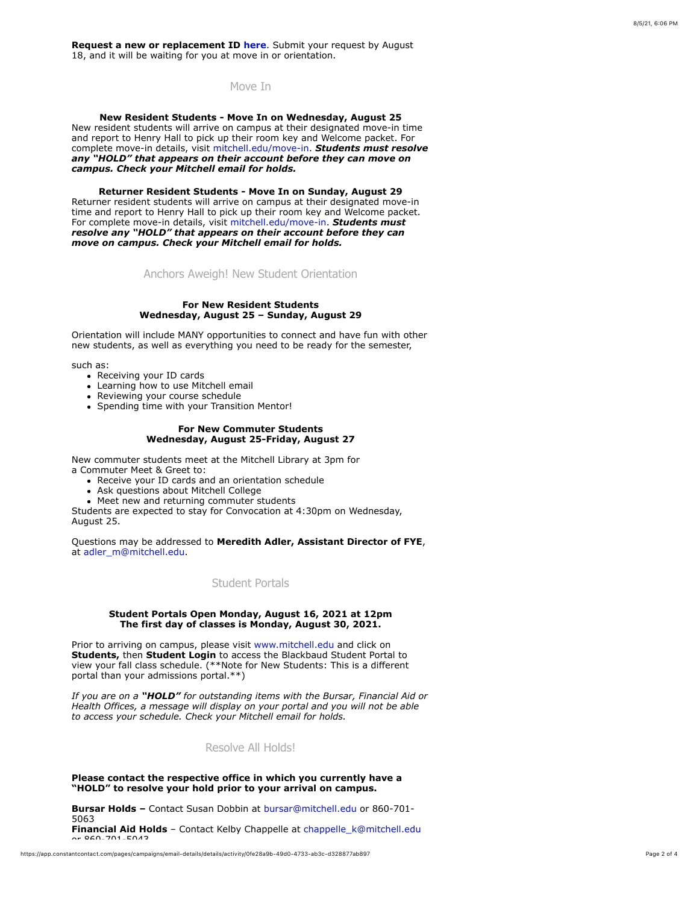**Request a new or replacement ID here**. Submit your request by August 18, and it will be waiting for you at move in or orientation.

## Move In

**New Resident Students - Move In on Wednesday, August 25**
New resident students will arrive on campus at their designated move-in time and report to Henry Hall to pick up their room key and Welcome packet. For complete move-in details, visit mitchell.edu/move-in. ***Students must resolve any "HOLD" that appears on their account before they can move on campus. Check your Mitchell email for holds.***

**Returner Resident Students - Move In on Sunday, August 29**
Returner resident students will arrive on campus at their designated move-in time and report to Henry Hall to pick up their room key and Welcome packet. For complete move-in details, visit mitchell.edu/move-in. ***Students must resolve any "HOLD" that appears on their account before they can move on campus. Check your Mitchell email for holds.***

## Anchors Aweigh! New Student Orientation

**For New Resident Students**
**Wednesday, August 25 – Sunday, August 29**

Orientation will include MANY opportunities to connect and have fun with other new students, as well as everything you need to be ready for the semester,

such as:

- Receiving your ID cards
- Learning how to use Mitchell email
- Reviewing your course schedule
- Spending time with your Transition Mentor!

**For New Commuter Students**
**Wednesday, August 25-Friday, August 27**

New commuter students meet at the Mitchell Library at 3pm for a Commuter Meet & Greet to:

- Receive your ID cards and an orientation schedule
- Ask questions about Mitchell College
- Meet new and returning commuter students

Students are expected to stay for Convocation at 4:30pm on Wednesday, August 25.

Questions may be addressed to **Meredith Adler, Assistant Director of FYE**, at adler_m@mitchell.edu.

## Student Portals

**Student Portals Open Monday, August 16, 2021 at 12pm**
**The first day of classes is Monday, August 30, 2021.**

Prior to arriving on campus, please visit www.mitchell.edu and click on **Students,** then **Student Login** to access the Blackbaud Student Portal to view your fall class schedule. (**Note for New Students: This is a different portal than your admissions portal.**)

*If you are on a **"HOLD"** for outstanding items with the Bursar, Financial Aid or Health Offices, a message will display on your portal and you will not be able to access your schedule. Check your Mitchell email for holds.*

## Resolve All Holds!

**Please contact the respective office in which you currently have a "HOLD" to resolve your hold prior to your arrival on campus.**

**Bursar Holds –** Contact Susan Dobbin at bursar@mitchell.edu or 860-701-5063
**Financial Aid Holds** – Contact Kelby Chappelle at chappelle_k@mitchell.edu or 860-701-5043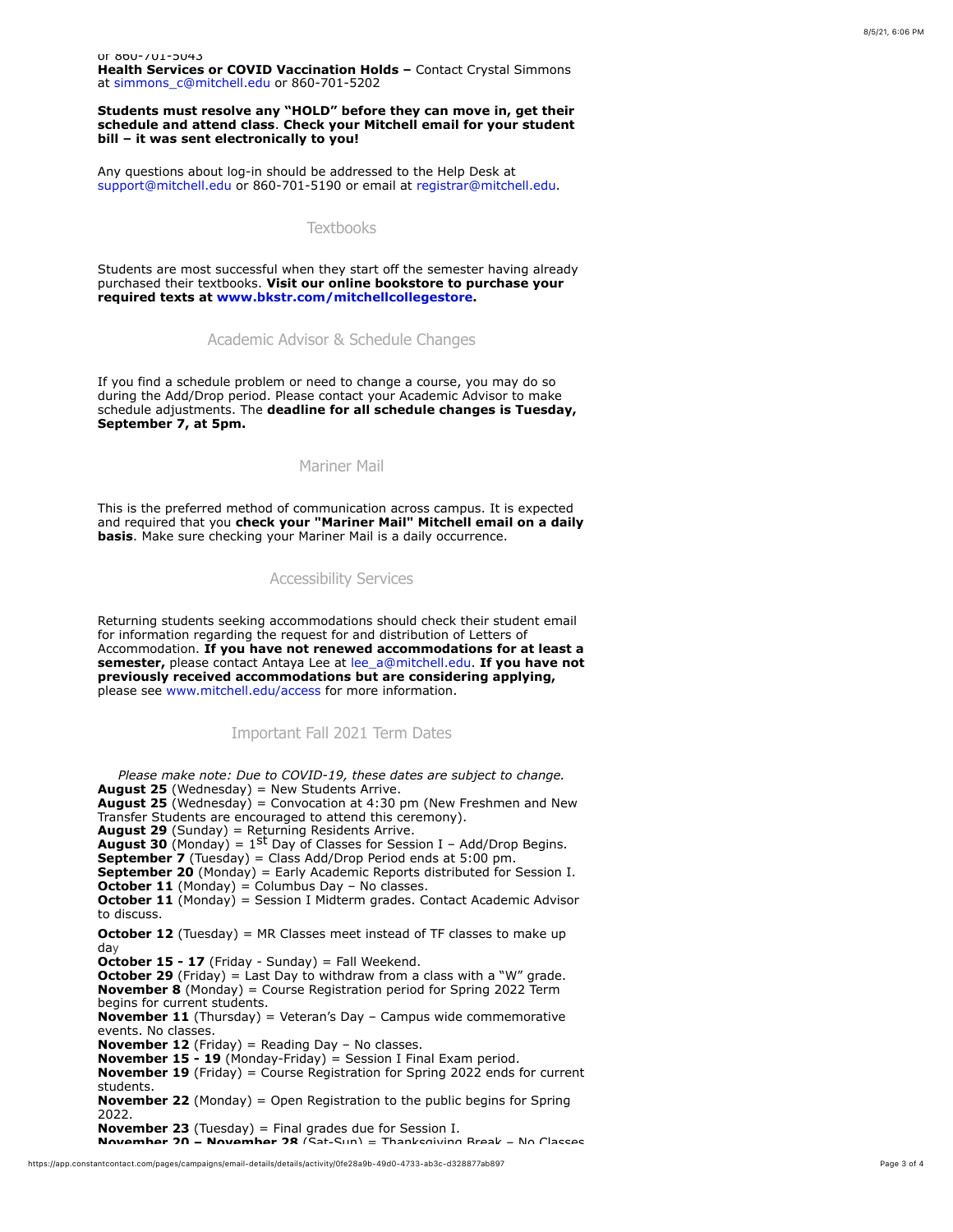or 860-701-5043

**Health Services or COVID Vaccination Holds –** Contact Crystal Simmons at simmons_c@mitchell.edu or 860-701-5202

**Students must resolve any "HOLD" before they can move in, get their schedule and attend class**. **Check your Mitchell email for your student bill – it was sent electronically to you!**

Any questions about log-in should be addressed to the Help Desk at support@mitchell.edu or 860-701-5190 or email at registrar@mitchell.edu.

## Textbooks

Students are most successful when they start off the semester having already purchased their textbooks. **Visit our online bookstore to purchase your required texts at www.bkstr.com/mitchellcollegestore.**

## Academic Advisor & Schedule Changes

If you find a schedule problem or need to change a course, you may do so during the Add/Drop period. Please contact your Academic Advisor to make schedule adjustments. The **deadline for all schedule changes is Tuesday, September 7, at 5pm.**

## Mariner Mail

This is the preferred method of communication across campus. It is expected and required that you **check your "Mariner Mail" Mitchell email on a daily basis**. Make sure checking your Mariner Mail is a daily occurrence.

## Accessibility Services

Returning students seeking accommodations should check their student email for information regarding the request for and distribution of Letters of Accommodation. **If you have not renewed accommodations for at least a semester,** please contact Antaya Lee at lee_a@mitchell.edu. **If you have not previously received accommodations but are considering applying,** please see www.mitchell.edu/access for more information.

## Important Fall 2021 Term Dates

*Please make note: Due to COVID-19, these dates are subject to change.*

**August 25** (Wednesday) = New Students Arrive.
**August 25** (Wednesday) = Convocation at 4:30 pm (New Freshmen and New Transfer Students are encouraged to attend this ceremony).
**August 29** (Sunday) = Returning Residents Arrive.
**August 30** (Monday) = 1st Day of Classes for Session I – Add/Drop Begins.
**September 7** (Tuesday) = Class Add/Drop Period ends at 5:00 pm.
**September 20** (Monday) = Early Academic Reports distributed for Session I.
**October 11** (Monday) = Columbus Day – No classes.
**October 11** (Monday) = Session I Midterm grades. Contact Academic Advisor to discuss.

**October 12** (Tuesday) = MR Classes meet instead of TF classes to make up day
**October 15 - 17** (Friday - Sunday) = Fall Weekend.
**October 29** (Friday) = Last Day to withdraw from a class with a "W" grade.
**November 8** (Monday) = Course Registration period for Spring 2022 Term begins for current students.
**November 11** (Thursday) = Veteran's Day – Campus wide commemorative events. No classes.
**November 12** (Friday) = Reading Day – No classes.
**November 15 - 19** (Monday-Friday) = Session I Final Exam period.
**November 19** (Friday) = Course Registration for Spring 2022 ends for current students.
**November 22** (Monday) = Open Registration to the public begins for Spring 2022.
**November 23** (Tuesday) = Final grades due for Session I.
**November 20 – November 28** (Sat-Sun) = Thanksgiving Break – No Classes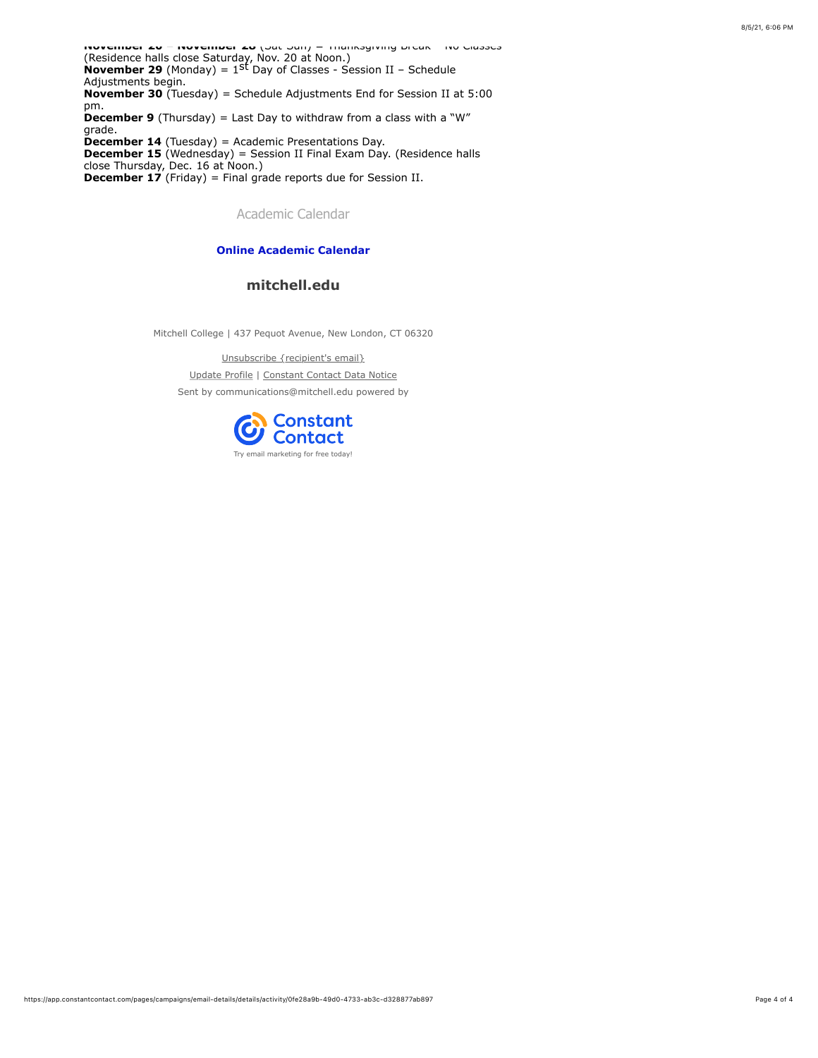**November 20 – November 28** (Sat-Sun) = Thanksgiving Break – No Classes (Residence halls close Saturday, Nov. 20 at Noon.)
**November 29** (Monday) = 1st Day of Classes - Session II – Schedule Adjustments begin.
**November 30** (Tuesday) = Schedule Adjustments End for Session II at 5:00 pm.
**December 9** (Thursday) = Last Day to withdraw from a class with a “W” grade.
**December 14** (Tuesday) = Academic Presentations Day.
**December 15** (Wednesday) = Session II Final Exam Day. (Residence halls close Thursday, Dec. 16 at Noon.)
**December 17** (Friday) = Final grade reports due for Session II.

Academic Calendar

**Online Academic Calendar**

**mitchell.edu**

Mitchell College | 437 Pequot Avenue, New London, CT 06320

Unsubscribe {recipient's email}

Update Profile | Constant Contact Data Notice

Sent by communications@mitchell.edu powered by

Constant Contact

Try email marketing for free today!